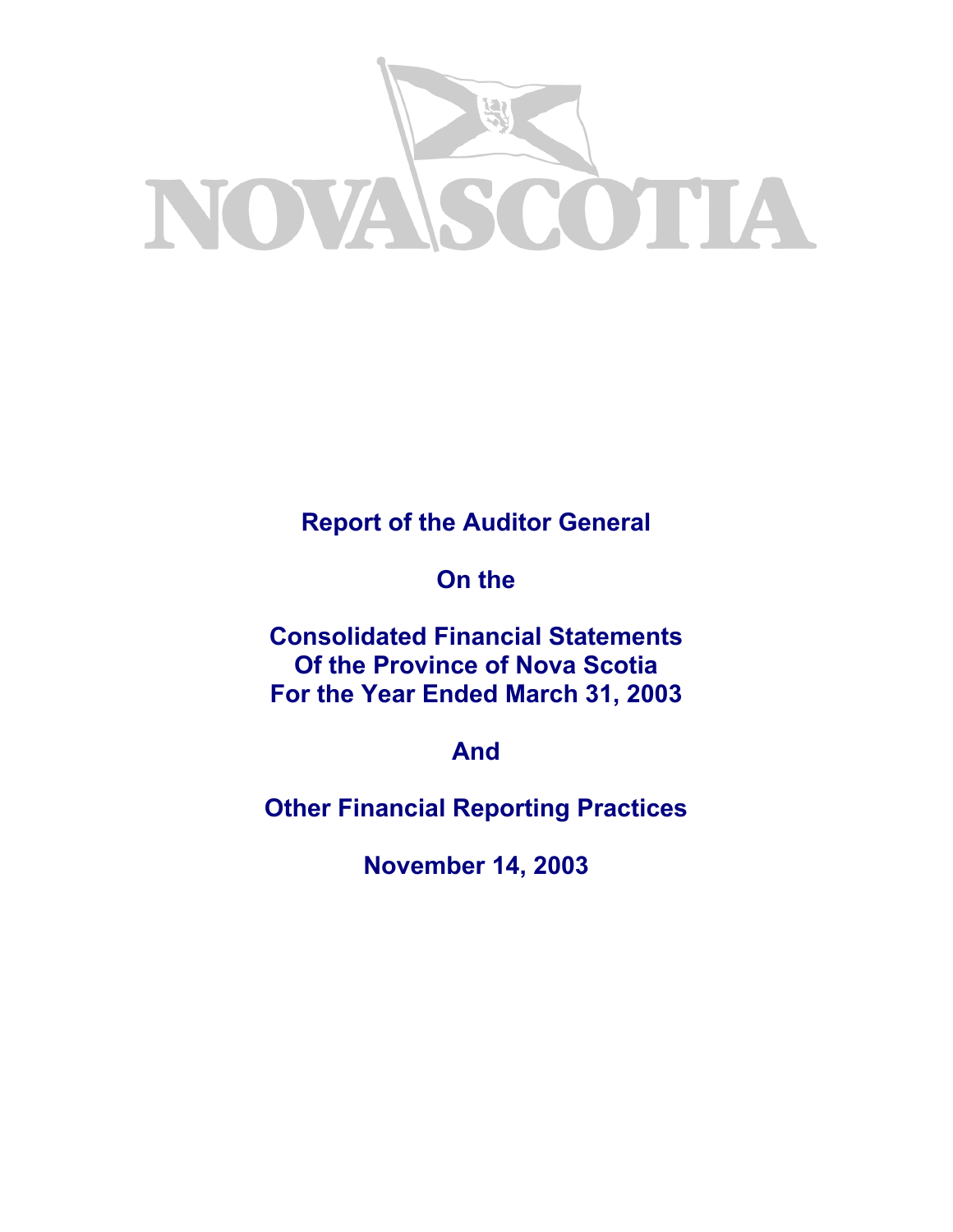# Report of the Auditor General

## On the

## Consolidated Financial Statements Of the Province of Nova Scotia For the Year Ended March 31, 2003

## And

## Other Financial Reporting Practices

**November 14, 2003**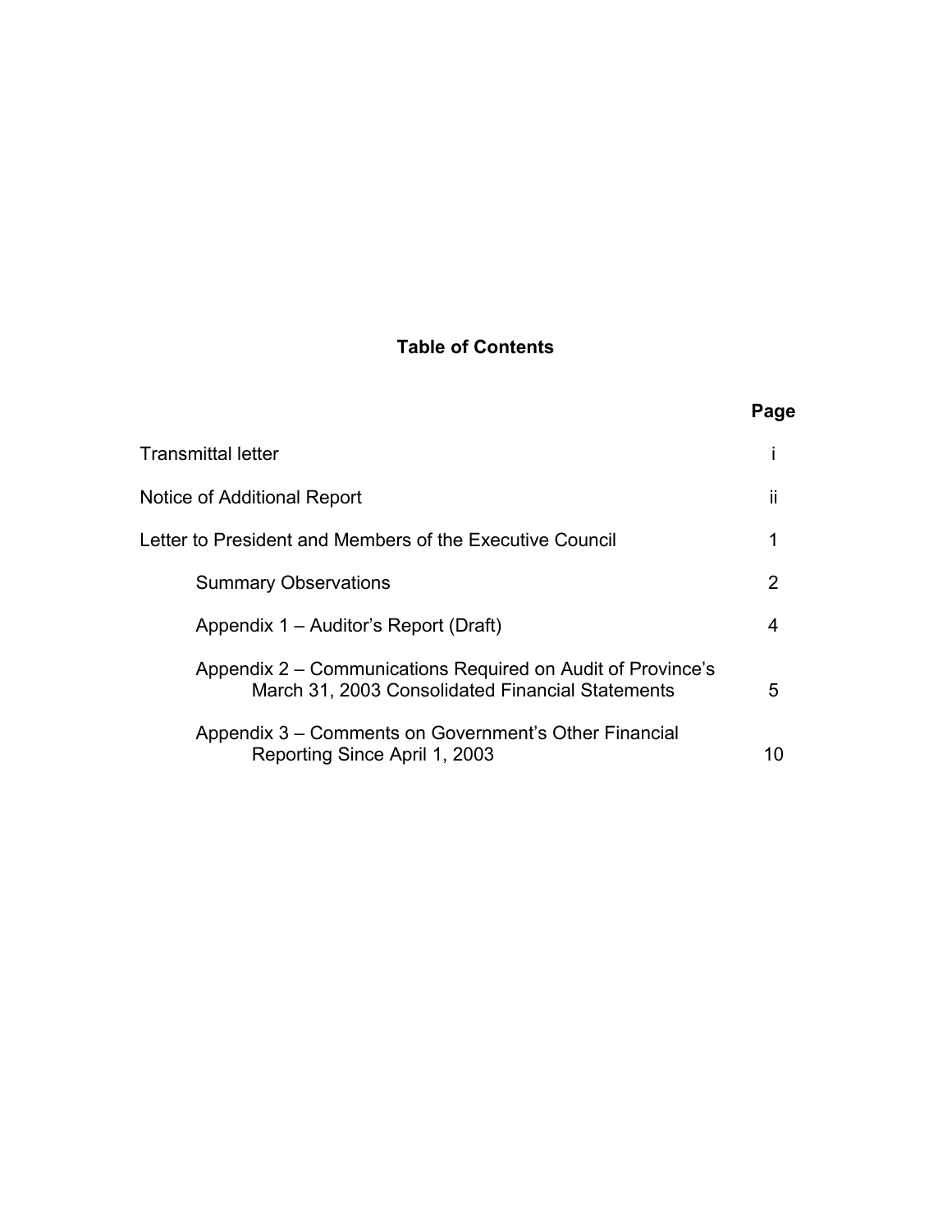## Table of Contents

| | Page |
|---|---|
| Transmittal letter | i |
| Notice of Additional Report | ii |
| Letter to President and Members of the Executive Council | 1 |
| Summary Observations | 2 |
| Appendix 1 – Auditor's Report (Draft) | 4 |
| Appendix 2 – Communications Required on Audit of Province's March 31, 2003 Consolidated Financial Statements | 5 |
| Appendix 3 – Comments on Government's Other Financial Reporting Since April 1, 2003 | 10 |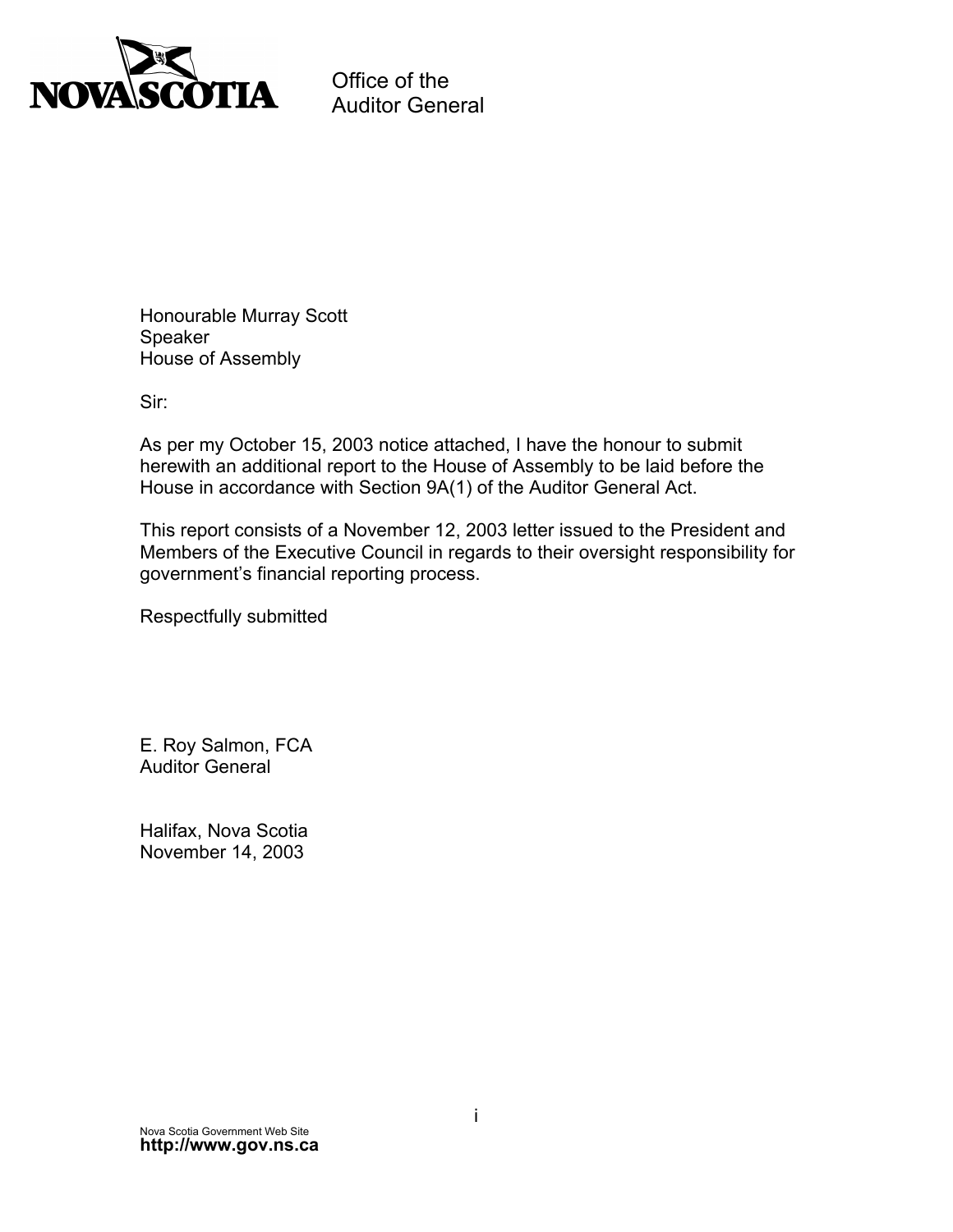Office of the
Auditor General

Honourable Murray Scott
Speaker
House of Assembly

Sir:

As per my October 15, 2003 notice attached, I have the honour to submit herewith an additional report to the House of Assembly to be laid before the House in accordance with Section 9A(1) of the Auditor General Act.

This report consists of a November 12, 2003 letter issued to the President and Members of the Executive Council in regards to their oversight responsibility for government's financial reporting process.

Respectfully submitted

E. Roy Salmon, FCA
Auditor General

Halifax, Nova Scotia
November 14, 2003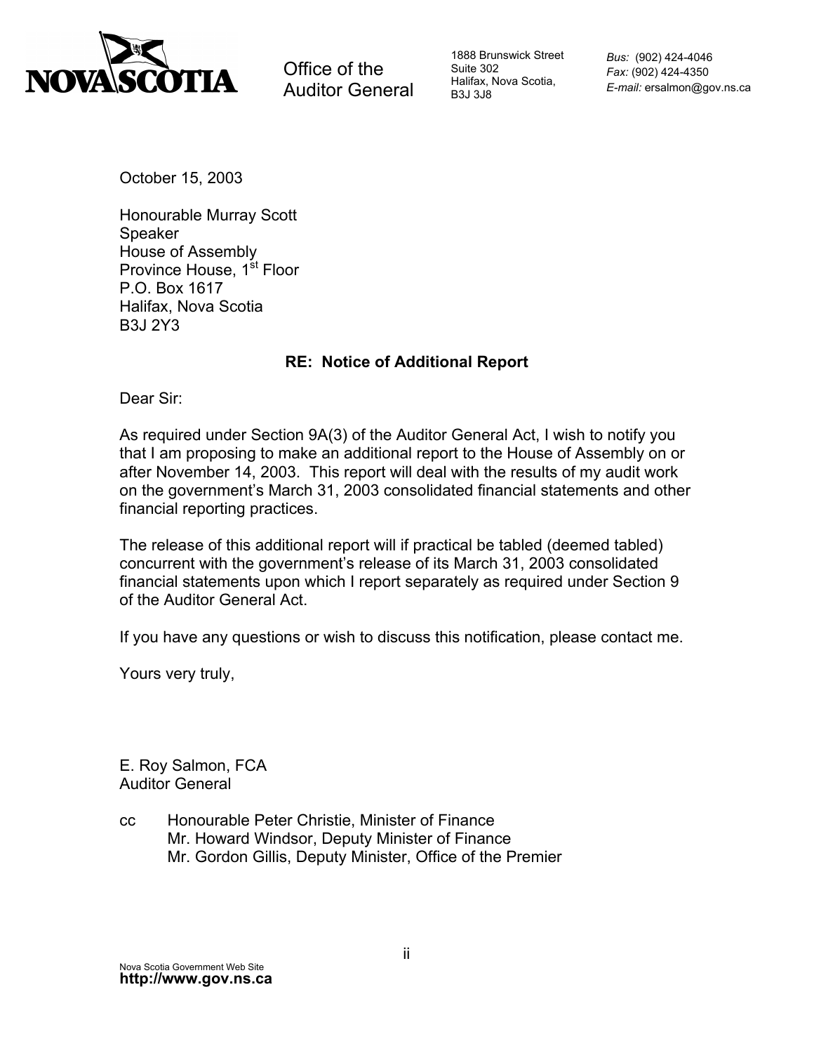**NOVA SCOTIA**

Office of the Auditor General

1888 Brunswick Street
Suite 302
Halifax, Nova Scotia,
B3J 3J8

*Bus:* (902) 424-4046
*Fax:* (902) 424-4350
*E-mail:* ersalmon@gov.ns.ca

October 15, 2003

Honourable Murray Scott
Speaker
House of Assembly
Province House, 1st Floor
P.O. Box 1617
Halifax, Nova Scotia
B3J 2Y3

**RE: Notice of Additional Report**

Dear Sir:

As required under Section 9A(3) of the Auditor General Act, I wish to notify you that I am proposing to make an additional report to the House of Assembly on or after November 14, 2003. This report will deal with the results of my audit work on the government's March 31, 2003 consolidated financial statements and other financial reporting practices.

The release of this additional report will if practical be tabled (deemed tabled) concurrent with the government's release of its March 31, 2003 consolidated financial statements upon which I report separately as required under Section 9 of the Auditor General Act.

If you have any questions or wish to discuss this notification, please contact me.

Yours very truly,

E. Roy Salmon, FCA
Auditor General

cc Honourable Peter Christie, Minister of Finance
Mr. Howard Windsor, Deputy Minister of Finance
Mr. Gordon Gillis, Deputy Minister, Office of the Premier

Nova Scotia Government Web Site
**http://www.gov.ns.ca**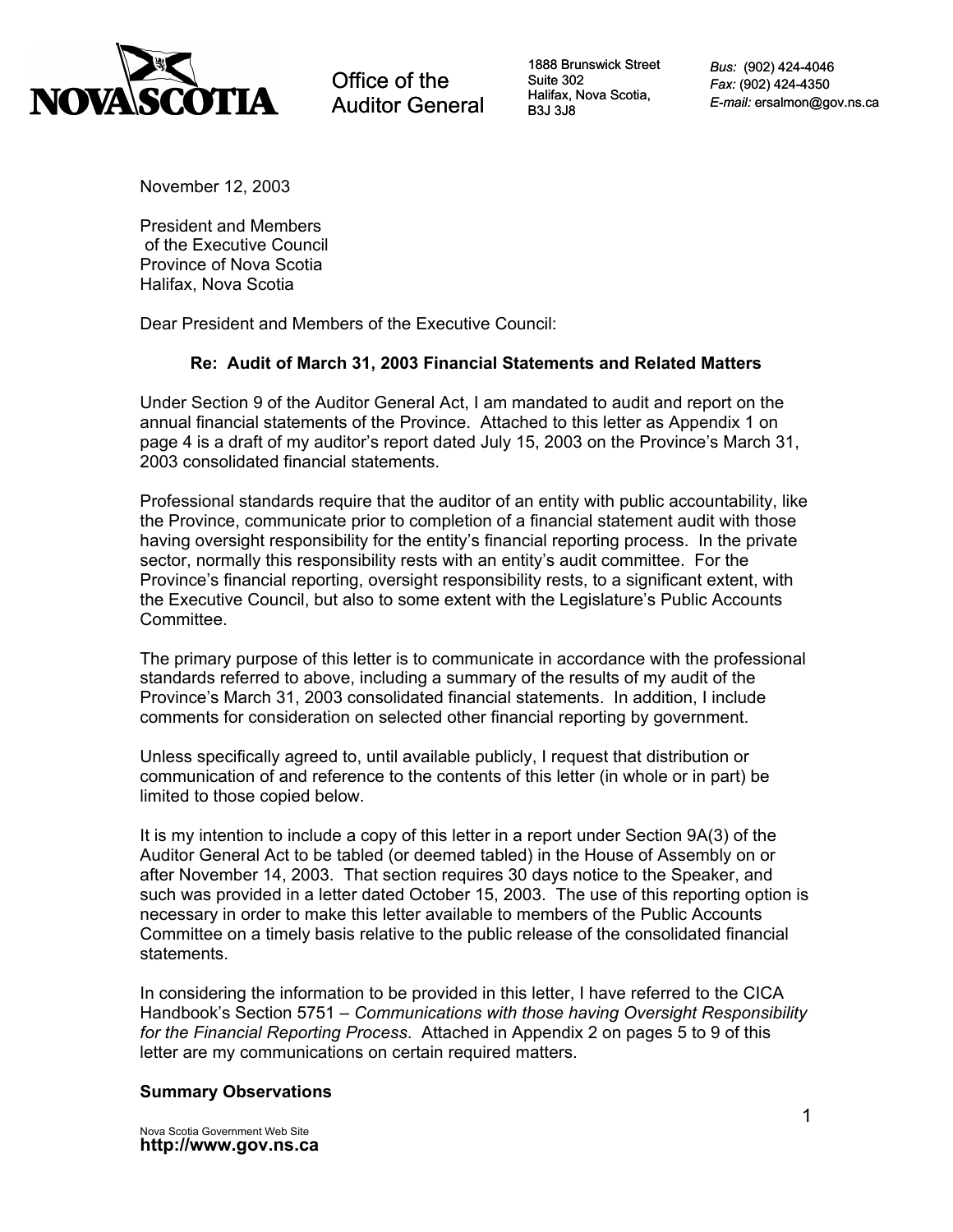Office of the Auditor General

1888 Brunswick Street
Suite 302
Halifax, Nova Scotia,
B3J 3J8

*Bus:* (902) 424-4046
*Fax:* (902) 424-4350
*E-mail:* ersalmon@gov.ns.ca

November 12, 2003

President and Members
of the Executive Council
Province of Nova Scotia
Halifax, Nova Scotia

Dear President and Members of the Executive Council:

**Re: Audit of March 31, 2003 Financial Statements and Related Matters**

Under Section 9 of the Auditor General Act, I am mandated to audit and report on the annual financial statements of the Province. Attached to this letter as Appendix 1 on page 4 is a draft of my auditor's report dated July 15, 2003 on the Province's March 31, 2003 consolidated financial statements.

Professional standards require that the auditor of an entity with public accountability, like the Province, communicate prior to completion of a financial statement audit with those having oversight responsibility for the entity's financial reporting process. In the private sector, normally this responsibility rests with an entity's audit committee. For the Province's financial reporting, oversight responsibility rests, to a significant extent, with the Executive Council, but also to some extent with the Legislature's Public Accounts Committee.

The primary purpose of this letter is to communicate in accordance with the professional standards referred to above, including a summary of the results of my audit of the Province's March 31, 2003 consolidated financial statements. In addition, I include comments for consideration on selected other financial reporting by government.

Unless specifically agreed to, until available publicly, I request that distribution or communication of and reference to the contents of this letter (in whole or in part) be limited to those copied below.

It is my intention to include a copy of this letter in a report under Section 9A(3) of the Auditor General Act to be tabled (or deemed tabled) in the House of Assembly on or after November 14, 2003. That section requires 30 days notice to the Speaker, and such was provided in a letter dated October 15, 2003. The use of this reporting option is necessary in order to make this letter available to members of the Public Accounts Committee on a timely basis relative to the public release of the consolidated financial statements.

In considering the information to be provided in this letter, I have referred to the CICA Handbook's Section 5751 – *Communications with those having Oversight Responsibility for the Financial Reporting Process*. Attached in Appendix 2 on pages 5 to 9 of this letter are my communications on certain required matters.

**Summary Observations**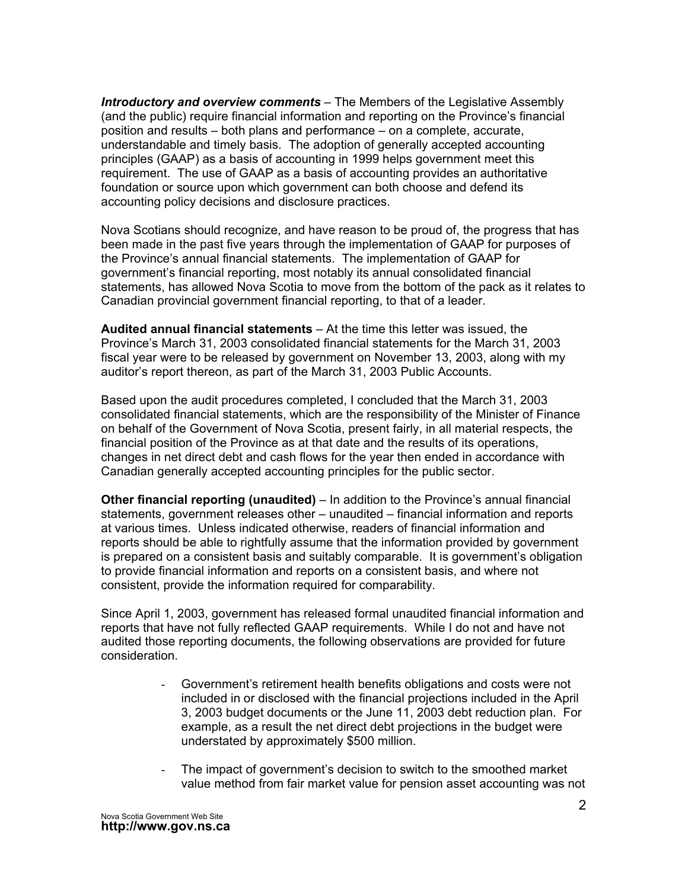***Introductory and overview comments*** – The Members of the Legislative Assembly (and the public) require financial information and reporting on the Province's financial position and results – both plans and performance – on a complete, accurate, understandable and timely basis. The adoption of generally accepted accounting principles (GAAP) as a basis of accounting in 1999 helps government meet this requirement. The use of GAAP as a basis of accounting provides an authoritative foundation or source upon which government can both choose and defend its accounting policy decisions and disclosure practices.

Nova Scotians should recognize, and have reason to be proud of, the progress that has been made in the past five years through the implementation of GAAP for purposes of the Province's annual financial statements. The implementation of GAAP for government's financial reporting, most notably its annual consolidated financial statements, has allowed Nova Scotia to move from the bottom of the pack as it relates to Canadian provincial government financial reporting, to that of a leader.

**Audited annual financial statements** – At the time this letter was issued, the Province's March 31, 2003 consolidated financial statements for the March 31, 2003 fiscal year were to be released by government on November 13, 2003, along with my auditor's report thereon, as part of the March 31, 2003 Public Accounts.

Based upon the audit procedures completed, I concluded that the March 31, 2003 consolidated financial statements, which are the responsibility of the Minister of Finance on behalf of the Government of Nova Scotia, present fairly, in all material respects, the financial position of the Province as at that date and the results of its operations, changes in net direct debt and cash flows for the year then ended in accordance with Canadian generally accepted accounting principles for the public sector.

**Other financial reporting (unaudited)** – In addition to the Province's annual financial statements, government releases other – unaudited – financial information and reports at various times. Unless indicated otherwise, readers of financial information and reports should be able to rightfully assume that the information provided by government is prepared on a consistent basis and suitably comparable. It is government's obligation to provide financial information and reports on a consistent basis, and where not consistent, provide the information required for comparability.

Since April 1, 2003, government has released formal unaudited financial information and reports that have not fully reflected GAAP requirements. While I do not and have not audited those reporting documents, the following observations are provided for future consideration.

- Government's retirement health benefits obligations and costs were not included in or disclosed with the financial projections included in the April 3, 2003 budget documents or the June 11, 2003 debt reduction plan. For example, as a result the net direct debt projections in the budget were understated by approximately $500 million.

- The impact of government's decision to switch to the smoothed market value method from fair market value for pension asset accounting was not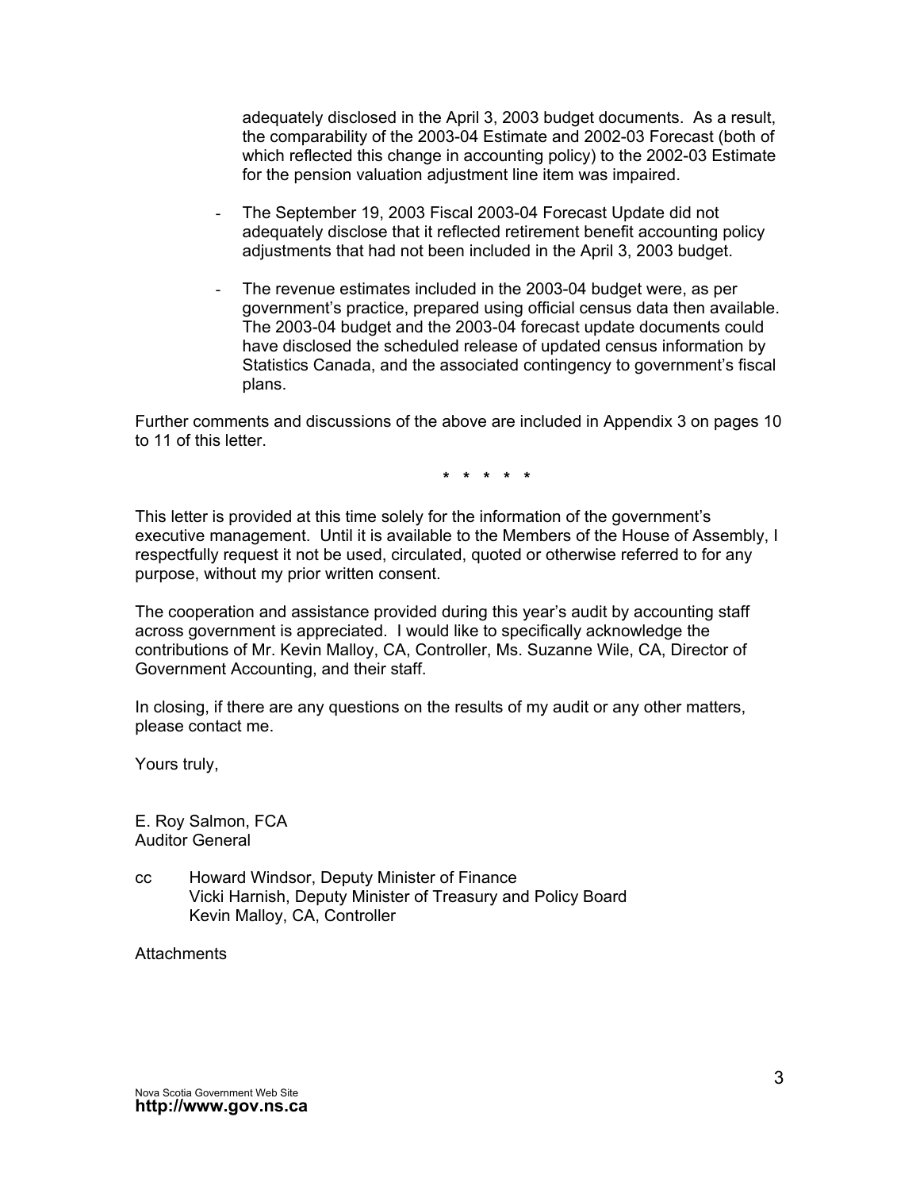adequately disclosed in the April 3, 2003 budget documents. As a result, the comparability of the 2003-04 Estimate and 2002-03 Forecast (both of which reflected this change in accounting policy) to the 2002-03 Estimate for the pension valuation adjustment line item was impaired.

- The September 19, 2003 Fiscal 2003-04 Forecast Update did not adequately disclose that it reflected retirement benefit accounting policy adjustments that had not been included in the April 3, 2003 budget.

- The revenue estimates included in the 2003-04 budget were, as per government's practice, prepared using official census data then available. The 2003-04 budget and the 2003-04 forecast update documents could have disclosed the scheduled release of updated census information by Statistics Canada, and the associated contingency to government's fiscal plans.

Further comments and discussions of the above are included in Appendix 3 on pages 10 to 11 of this letter.

\* \* \* \* \*

This letter is provided at this time solely for the information of the government's executive management. Until it is available to the Members of the House of Assembly, I respectfully request it not be used, circulated, quoted or otherwise referred to for any purpose, without my prior written consent.

The cooperation and assistance provided during this year's audit by accounting staff across government is appreciated. I would like to specifically acknowledge the contributions of Mr. Kevin Malloy, CA, Controller, Ms. Suzanne Wile, CA, Director of Government Accounting, and their staff.

In closing, if there are any questions on the results of my audit or any other matters, please contact me.

Yours truly,

E. Roy Salmon, FCA
Auditor General

cc Howard Windsor, Deputy Minister of Finance
Vicki Harnish, Deputy Minister of Treasury and Policy Board
Kevin Malloy, CA, Controller

Attachments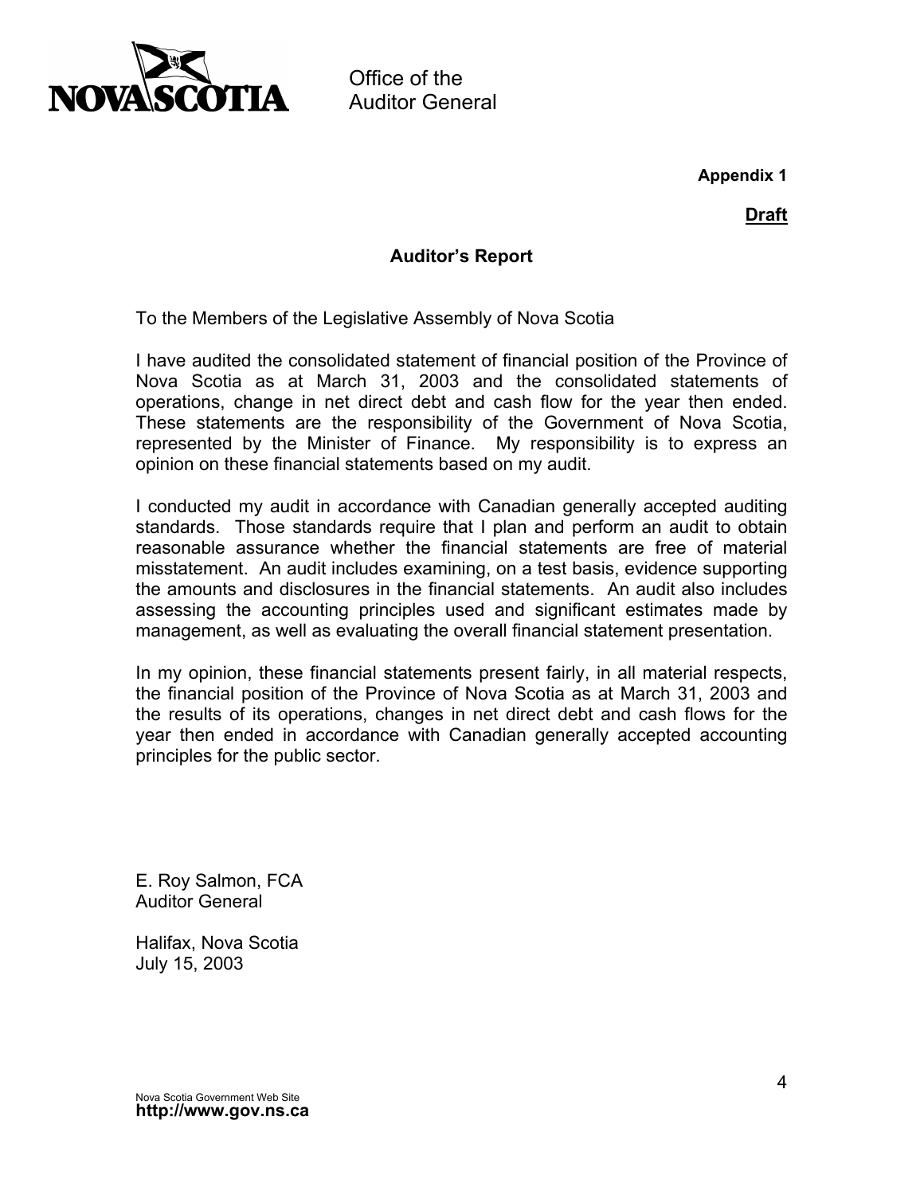Office of the
Auditor General

**Appendix 1**

**Draft**

## Auditor's Report

To the Members of the Legislative Assembly of Nova Scotia

I have audited the consolidated statement of financial position of the Province of Nova Scotia as at March 31, 2003 and the consolidated statements of operations, change in net direct debt and cash flow for the year then ended. These statements are the responsibility of the Government of Nova Scotia, represented by the Minister of Finance. My responsibility is to express an opinion on these financial statements based on my audit.

I conducted my audit in accordance with Canadian generally accepted auditing standards. Those standards require that I plan and perform an audit to obtain reasonable assurance whether the financial statements are free of material misstatement. An audit includes examining, on a test basis, evidence supporting the amounts and disclosures in the financial statements. An audit also includes assessing the accounting principles used and significant estimates made by management, as well as evaluating the overall financial statement presentation.

In my opinion, these financial statements present fairly, in all material respects, the financial position of the Province of Nova Scotia as at March 31, 2003 and the results of its operations, changes in net direct debt and cash flows for the year then ended in accordance with Canadian generally accepted accounting principles for the public sector.

E. Roy Salmon, FCA
Auditor General

Halifax, Nova Scotia
July 15, 2003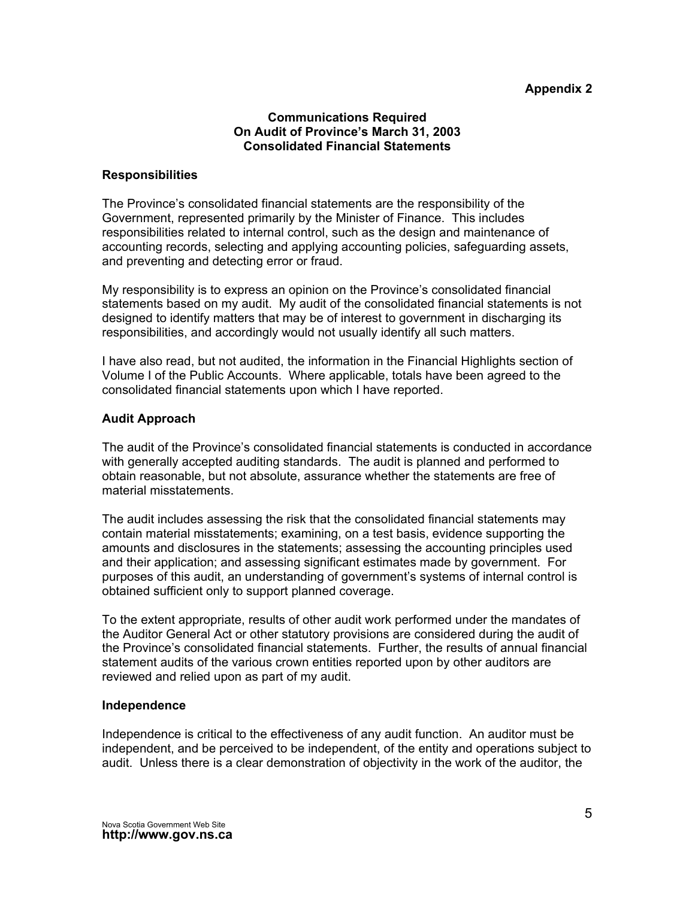**Appendix 2**

## Communications Required On Audit of Province's March 31, 2003 Consolidated Financial Statements

### Responsibilities

The Province's consolidated financial statements are the responsibility of the Government, represented primarily by the Minister of Finance. This includes responsibilities related to internal control, such as the design and maintenance of accounting records, selecting and applying accounting policies, safeguarding assets, and preventing and detecting error or fraud.

My responsibility is to express an opinion on the Province's consolidated financial statements based on my audit. My audit of the consolidated financial statements is not designed to identify matters that may be of interest to government in discharging its responsibilities, and accordingly would not usually identify all such matters.

I have also read, but not audited, the information in the Financial Highlights section of Volume I of the Public Accounts. Where applicable, totals have been agreed to the consolidated financial statements upon which I have reported.

### Audit Approach

The audit of the Province's consolidated financial statements is conducted in accordance with generally accepted auditing standards. The audit is planned and performed to obtain reasonable, but not absolute, assurance whether the statements are free of material misstatements.

The audit includes assessing the risk that the consolidated financial statements may contain material misstatements; examining, on a test basis, evidence supporting the amounts and disclosures in the statements; assessing the accounting principles used and their application; and assessing significant estimates made by government. For purposes of this audit, an understanding of government's systems of internal control is obtained sufficient only to support planned coverage.

To the extent appropriate, results of other audit work performed under the mandates of the Auditor General Act or other statutory provisions are considered during the audit of the Province's consolidated financial statements. Further, the results of annual financial statement audits of the various crown entities reported upon by other auditors are reviewed and relied upon as part of my audit.

### Independence

Independence is critical to the effectiveness of any audit function. An auditor must be independent, and be perceived to be independent, of the entity and operations subject to audit. Unless there is a clear demonstration of objectivity in the work of the auditor, the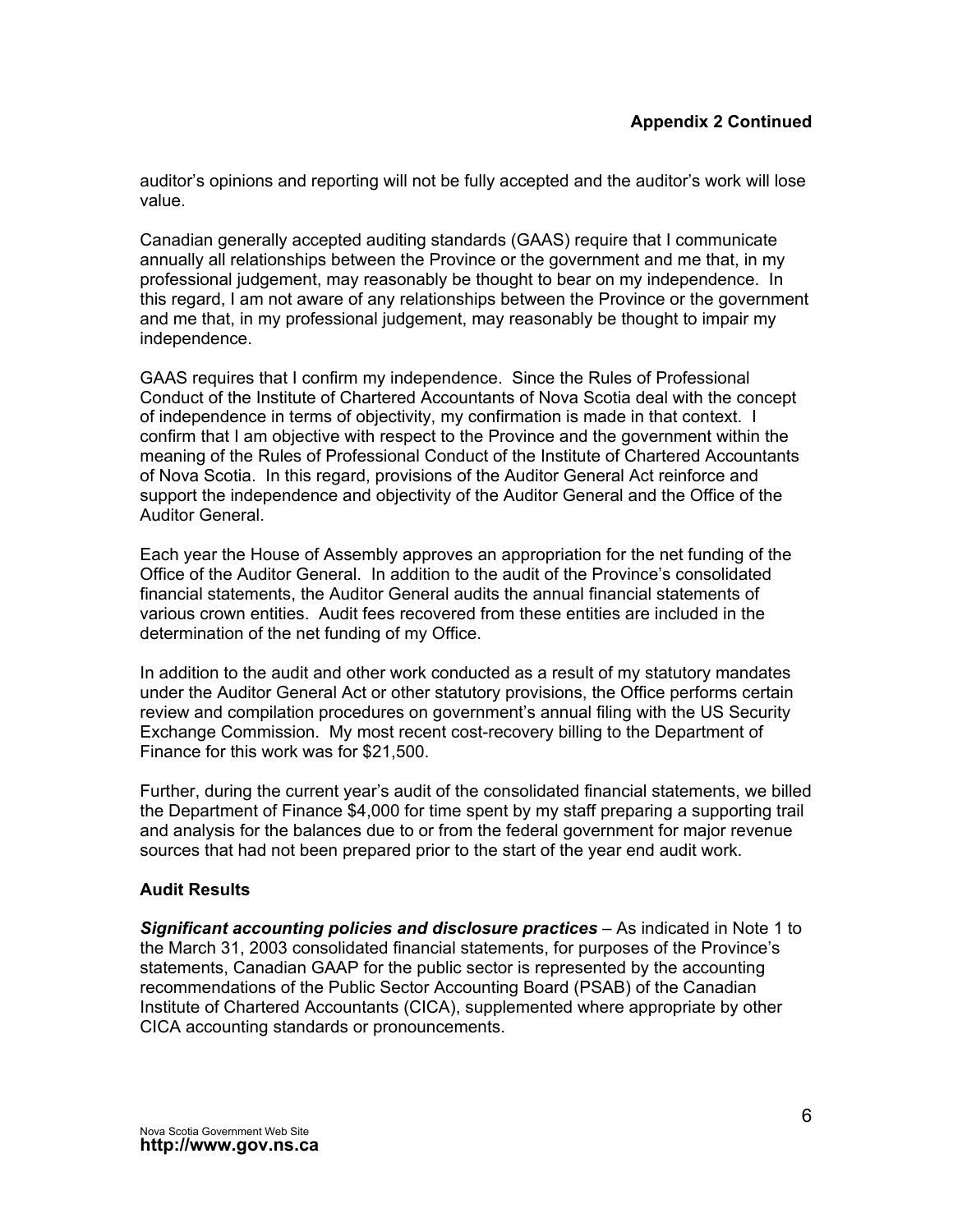**Appendix 2 Continued**

auditor's opinions and reporting will not be fully accepted and the auditor's work will lose value.

Canadian generally accepted auditing standards (GAAS) require that I communicate annually all relationships between the Province or the government and me that, in my professional judgement, may reasonably be thought to bear on my independence. In this regard, I am not aware of any relationships between the Province or the government and me that, in my professional judgement, may reasonably be thought to impair my independence.

GAAS requires that I confirm my independence. Since the Rules of Professional Conduct of the Institute of Chartered Accountants of Nova Scotia deal with the concept of independence in terms of objectivity, my confirmation is made in that context. I confirm that I am objective with respect to the Province and the government within the meaning of the Rules of Professional Conduct of the Institute of Chartered Accountants of Nova Scotia. In this regard, provisions of the Auditor General Act reinforce and support the independence and objectivity of the Auditor General and the Office of the Auditor General.

Each year the House of Assembly approves an appropriation for the net funding of the Office of the Auditor General. In addition to the audit of the Province's consolidated financial statements, the Auditor General audits the annual financial statements of various crown entities. Audit fees recovered from these entities are included in the determination of the net funding of my Office.

In addition to the audit and other work conducted as a result of my statutory mandates under the Auditor General Act or other statutory provisions, the Office performs certain review and compilation procedures on government's annual filing with the US Security Exchange Commission. My most recent cost-recovery billing to the Department of Finance for this work was for $21,500.

Further, during the current year's audit of the consolidated financial statements, we billed the Department of Finance $4,000 for time spent by my staff preparing a supporting trail and analysis for the balances due to or from the federal government for major revenue sources that had not been prepared prior to the start of the year end audit work.

**Audit Results**

***Significant accounting policies and disclosure practices*** – As indicated in Note 1 to the March 31, 2003 consolidated financial statements, for purposes of the Province's statements, Canadian GAAP for the public sector is represented by the accounting recommendations of the Public Sector Accounting Board (PSAB) of the Canadian Institute of Chartered Accountants (CICA), supplemented where appropriate by other CICA accounting standards or pronouncements.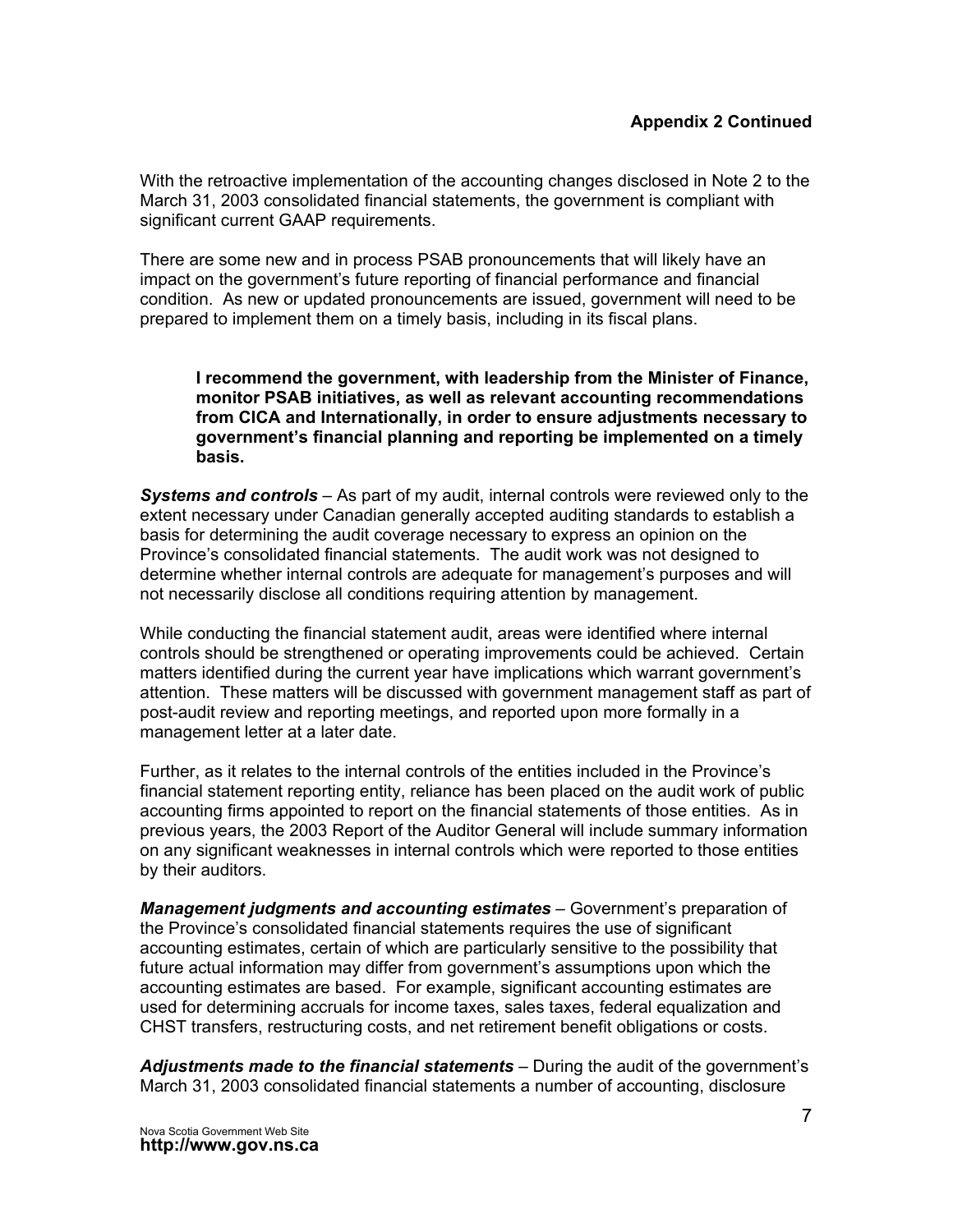**Appendix 2 Continued**

With the retroactive implementation of the accounting changes disclosed in Note 2 to the March 31, 2003 consolidated financial statements, the government is compliant with significant current GAAP requirements.

There are some new and in process PSAB pronouncements that will likely have an impact on the government's future reporting of financial performance and financial condition. As new or updated pronouncements are issued, government will need to be prepared to implement them on a timely basis, including in its fiscal plans.

> **I recommend the government, with leadership from the Minister of Finance, monitor PSAB initiatives, as well as relevant accounting recommendations from CICA and Internationally, in order to ensure adjustments necessary to government's financial planning and reporting be implemented on a timely basis.**

***Systems and controls*** – As part of my audit, internal controls were reviewed only to the extent necessary under Canadian generally accepted auditing standards to establish a basis for determining the audit coverage necessary to express an opinion on the Province's consolidated financial statements. The audit work was not designed to determine whether internal controls are adequate for management's purposes and will not necessarily disclose all conditions requiring attention by management.

While conducting the financial statement audit, areas were identified where internal controls should be strengthened or operating improvements could be achieved. Certain matters identified during the current year have implications which warrant government's attention. These matters will be discussed with government management staff as part of post-audit review and reporting meetings, and reported upon more formally in a management letter at a later date.

Further, as it relates to the internal controls of the entities included in the Province's financial statement reporting entity, reliance has been placed on the audit work of public accounting firms appointed to report on the financial statements of those entities. As in previous years, the 2003 Report of the Auditor General will include summary information on any significant weaknesses in internal controls which were reported to those entities by their auditors.

***Management judgments and accounting estimates*** – Government's preparation of the Province's consolidated financial statements requires the use of significant accounting estimates, certain of which are particularly sensitive to the possibility that future actual information may differ from government's assumptions upon which the accounting estimates are based. For example, significant accounting estimates are used for determining accruals for income taxes, sales taxes, federal equalization and CHST transfers, restructuring costs, and net retirement benefit obligations or costs.

***Adjustments made to the financial statements*** – During the audit of the government's March 31, 2003 consolidated financial statements a number of accounting, disclosure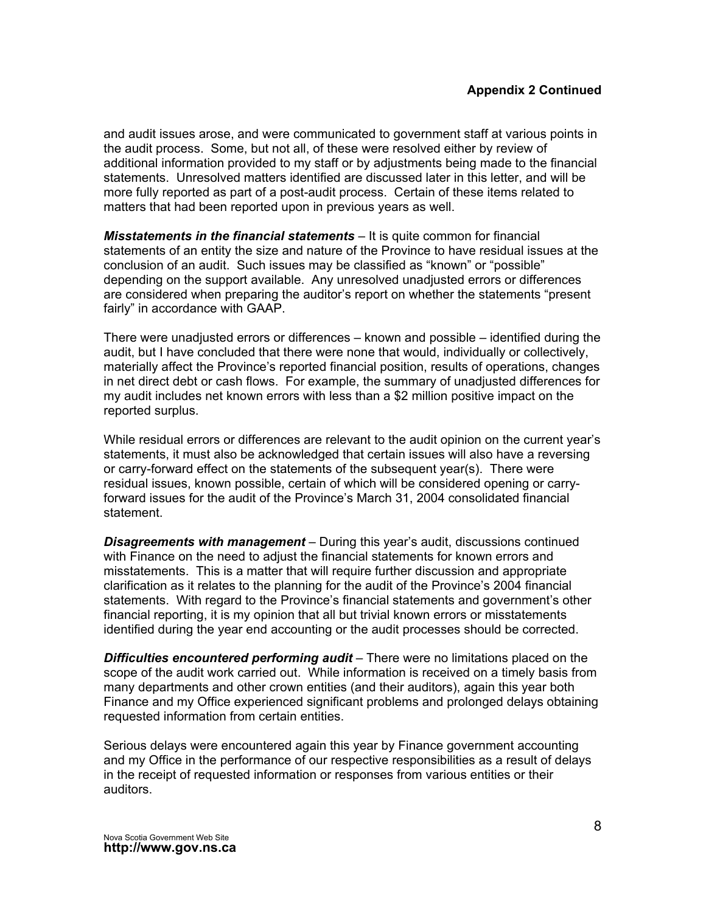**Appendix 2 Continued**

and audit issues arose, and were communicated to government staff at various points in the audit process. Some, but not all, of these were resolved either by review of additional information provided to my staff or by adjustments being made to the financial statements. Unresolved matters identified are discussed later in this letter, and will be more fully reported as part of a post-audit process. Certain of these items related to matters that had been reported upon in previous years as well.

***Misstatements in the financial statements*** – It is quite common for financial statements of an entity the size and nature of the Province to have residual issues at the conclusion of an audit. Such issues may be classified as "known" or "possible" depending on the support available. Any unresolved unadjusted errors or differences are considered when preparing the auditor's report on whether the statements "present fairly" in accordance with GAAP.

There were unadjusted errors or differences – known and possible – identified during the audit, but I have concluded that there were none that would, individually or collectively, materially affect the Province's reported financial position, results of operations, changes in net direct debt or cash flows. For example, the summary of unadjusted differences for my audit includes net known errors with less than a $2 million positive impact on the reported surplus.

While residual errors or differences are relevant to the audit opinion on the current year's statements, it must also be acknowledged that certain issues will also have a reversing or carry-forward effect on the statements of the subsequent year(s). There were residual issues, known possible, certain of which will be considered opening or carry-forward issues for the audit of the Province's March 31, 2004 consolidated financial statement.

***Disagreements with management*** – During this year's audit, discussions continued with Finance on the need to adjust the financial statements for known errors and misstatements. This is a matter that will require further discussion and appropriate clarification as it relates to the planning for the audit of the Province's 2004 financial statements. With regard to the Province's financial statements and government's other financial reporting, it is my opinion that all but trivial known errors or misstatements identified during the year end accounting or the audit processes should be corrected.

***Difficulties encountered performing audit*** – There were no limitations placed on the scope of the audit work carried out. While information is received on a timely basis from many departments and other crown entities (and their auditors), again this year both Finance and my Office experienced significant problems and prolonged delays obtaining requested information from certain entities.

Serious delays were encountered again this year by Finance government accounting and my Office in the performance of our respective responsibilities as a result of delays in the receipt of requested information or responses from various entities or their auditors.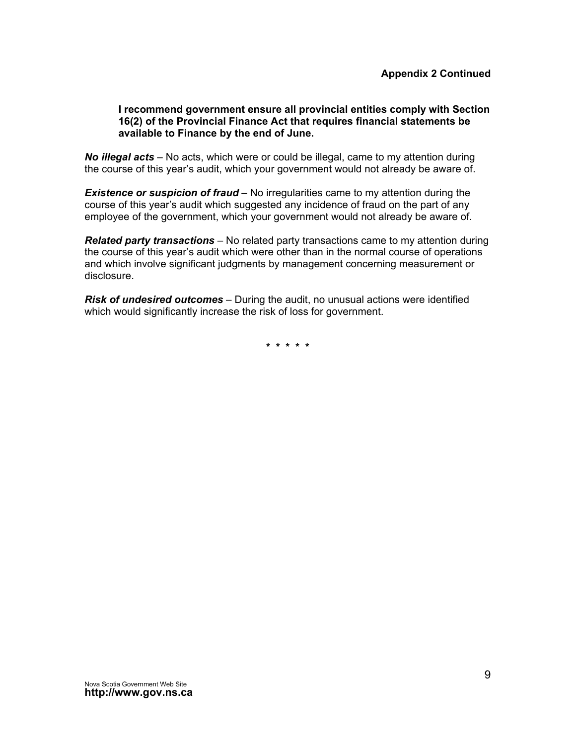**Appendix 2 Continued**

> **I recommend government ensure all provincial entities comply with Section 16(2) of the Provincial Finance Act that requires financial statements be available to Finance by the end of June.**

***No illegal acts*** – No acts, which were or could be illegal, came to my attention during the course of this year's audit, which your government would not already be aware of.

***Existence or suspicion of fraud*** – No irregularities came to my attention during the course of this year's audit which suggested any incidence of fraud on the part of any employee of the government, which your government would not already be aware of.

***Related party transactions*** – No related party transactions came to my attention during the course of this year's audit which were other than in the normal course of operations and which involve significant judgments by management concerning measurement or disclosure.

***Risk of undesired outcomes*** – During the audit, no unusual actions were identified which would significantly increase the risk of loss for government.

\* \* \* \* \*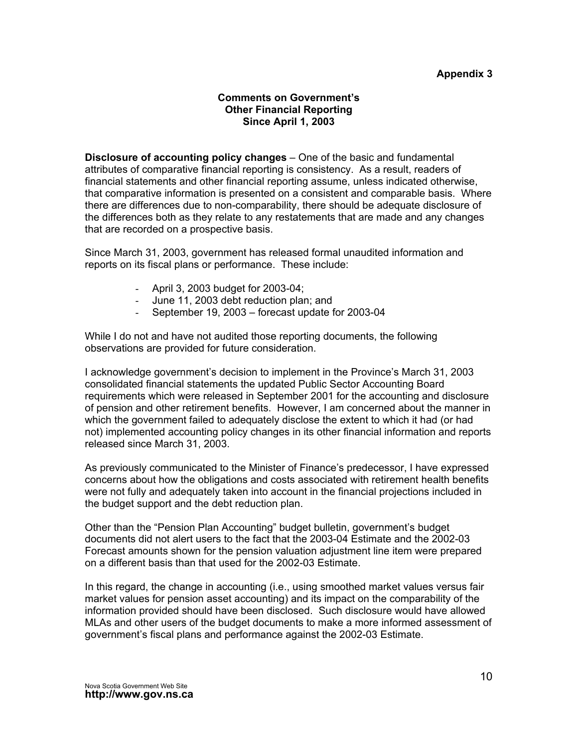**Appendix 3**

### Comments on Government's Other Financial Reporting Since April 1, 2003

**Disclosure of accounting policy changes** – One of the basic and fundamental attributes of comparative financial reporting is consistency. As a result, readers of financial statements and other financial reporting assume, unless indicated otherwise, that comparative information is presented on a consistent and comparable basis. Where there are differences due to non-comparability, there should be adequate disclosure of the differences both as they relate to any restatements that are made and any changes that are recorded on a prospective basis.

Since March 31, 2003, government has released formal unaudited information and reports on its fiscal plans or performance. These include:

- April 3, 2003 budget for 2003-04;
- June 11, 2003 debt reduction plan; and
- September 19, 2003 – forecast update for 2003-04

While I do not and have not audited those reporting documents, the following observations are provided for future consideration.

I acknowledge government's decision to implement in the Province's March 31, 2003 consolidated financial statements the updated Public Sector Accounting Board requirements which were released in September 2001 for the accounting and disclosure of pension and other retirement benefits. However, I am concerned about the manner in which the government failed to adequately disclose the extent to which it had (or had not) implemented accounting policy changes in its other financial information and reports released since March 31, 2003.

As previously communicated to the Minister of Finance's predecessor, I have expressed concerns about how the obligations and costs associated with retirement health benefits were not fully and adequately taken into account in the financial projections included in the budget support and the debt reduction plan.

Other than the "Pension Plan Accounting" budget bulletin, government's budget documents did not alert users to the fact that the 2003-04 Estimate and the 2002-03 Forecast amounts shown for the pension valuation adjustment line item were prepared on a different basis than that used for the 2002-03 Estimate.

In this regard, the change in accounting (i.e., using smoothed market values versus fair market values for pension asset accounting) and its impact on the comparability of the information provided should have been disclosed. Such disclosure would have allowed MLAs and other users of the budget documents to make a more informed assessment of government's fiscal plans and performance against the 2002-03 Estimate.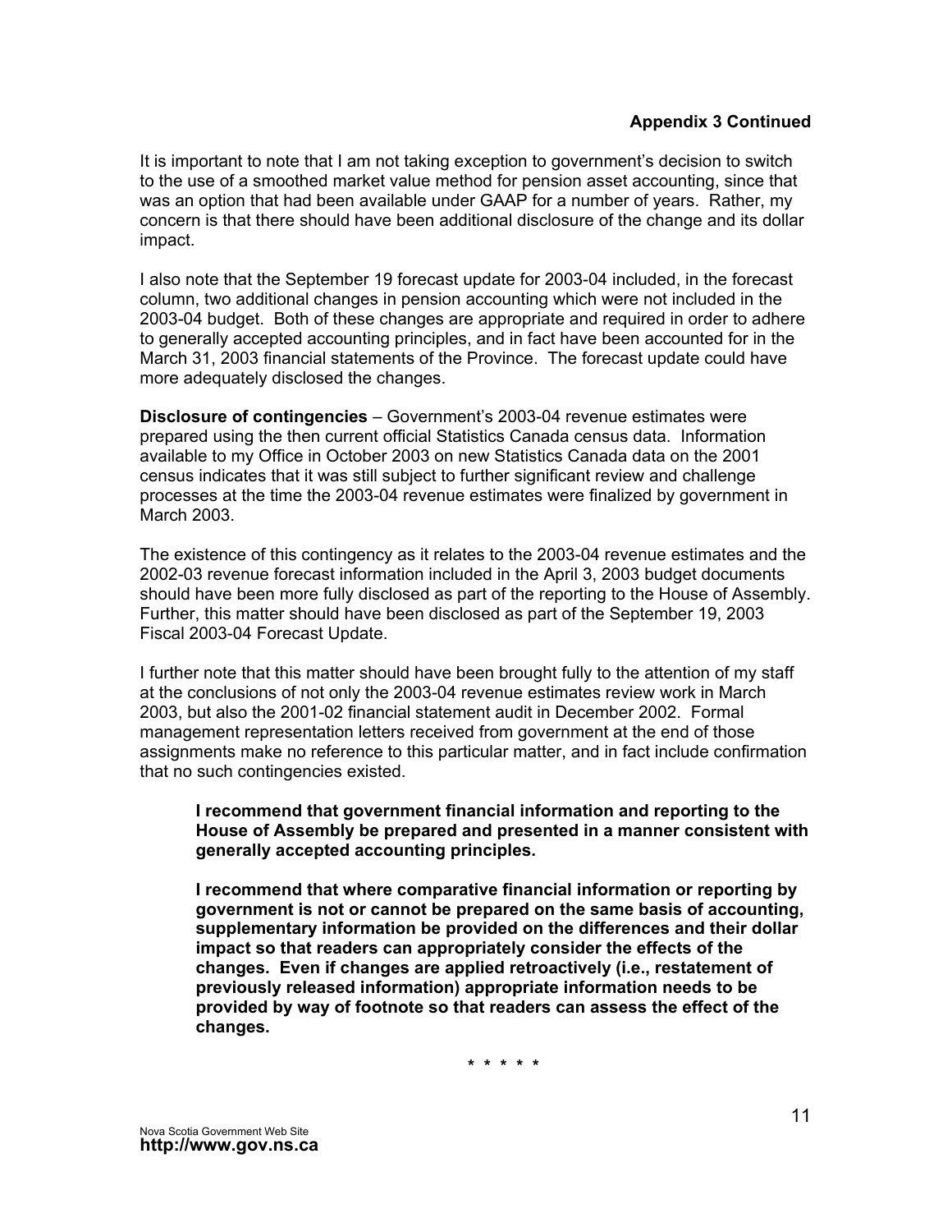**Appendix 3 Continued**

It is important to note that I am not taking exception to government's decision to switch to the use of a smoothed market value method for pension asset accounting, since that was an option that had been available under GAAP for a number of years. Rather, my concern is that there should have been additional disclosure of the change and its dollar impact.

I also note that the September 19 forecast update for 2003-04 included, in the forecast column, two additional changes in pension accounting which were not included in the 2003-04 budget. Both of these changes are appropriate and required in order to adhere to generally accepted accounting principles, and in fact have been accounted for in the March 31, 2003 financial statements of the Province. The forecast update could have more adequately disclosed the changes.

**Disclosure of contingencies** – Government's 2003-04 revenue estimates were prepared using the then current official Statistics Canada census data. Information available to my Office in October 2003 on new Statistics Canada data on the 2001 census indicates that it was still subject to further significant review and challenge processes at the time the 2003-04 revenue estimates were finalized by government in March 2003.

The existence of this contingency as it relates to the 2003-04 revenue estimates and the 2002-03 revenue forecast information included in the April 3, 2003 budget documents should have been more fully disclosed as part of the reporting to the House of Assembly. Further, this matter should have been disclosed as part of the September 19, 2003 Fiscal 2003-04 Forecast Update.

I further note that this matter should have been brought fully to the attention of my staff at the conclusions of not only the 2003-04 revenue estimates review work in March 2003, but also the 2001-02 financial statement audit in December 2002. Formal management representation letters received from government at the end of those assignments make no reference to this particular matter, and in fact include confirmation that no such contingencies existed.

> **I recommend that government financial information and reporting to the House of Assembly be prepared and presented in a manner consistent with generally accepted accounting principles.**
>
> **I recommend that where comparative financial information or reporting by government is not or cannot be prepared on the same basis of accounting, supplementary information be provided on the differences and their dollar impact so that readers can appropriately consider the effects of the changes. Even if changes are applied retroactively (i.e., restatement of previously released information) appropriate information needs to be provided by way of footnote so that readers can assess the effect of the changes.**

\* \* \* \* \*